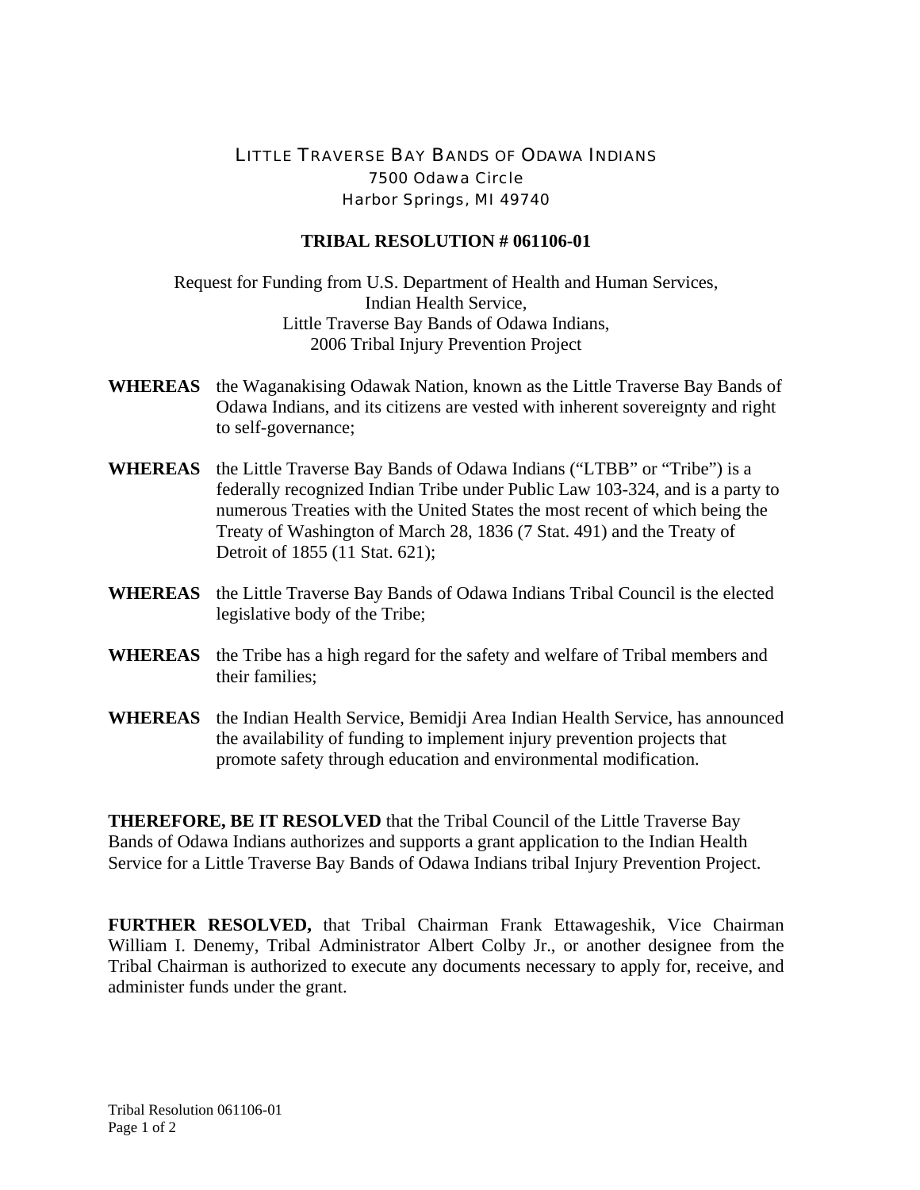LITTLE TRAVERSE BAY BANDS OF ODAWA INDIANS
7500 Odawa Circle
Harbor Springs, MI 49740

# TRIBAL RESOLUTION # 061106-01

Request for Funding from U.S. Department of Health and Human Services,
Indian Health Service,
Little Traverse Bay Bands of Odawa Indians,
2006 Tribal Injury Prevention Project

**WHEREAS** the Waganakising Odawak Nation, known as the Little Traverse Bay Bands of Odawa Indians, and its citizens are vested with inherent sovereignty and right to self-governance;

**WHEREAS** the Little Traverse Bay Bands of Odawa Indians ("LTBB" or "Tribe") is a federally recognized Indian Tribe under Public Law 103-324, and is a party to numerous Treaties with the United States the most recent of which being the Treaty of Washington of March 28, 1836 (7 Stat. 491) and the Treaty of Detroit of 1855 (11 Stat. 621);

**WHEREAS** the Little Traverse Bay Bands of Odawa Indians Tribal Council is the elected legislative body of the Tribe;

**WHEREAS** the Tribe has a high regard for the safety and welfare of Tribal members and their families;

**WHEREAS** the Indian Health Service, Bemidji Area Indian Health Service, has announced the availability of funding to implement injury prevention projects that promote safety through education and environmental modification.

**THEREFORE, BE IT RESOLVED** that the Tribal Council of the Little Traverse Bay Bands of Odawa Indians authorizes and supports a grant application to the Indian Health Service for a Little Traverse Bay Bands of Odawa Indians tribal Injury Prevention Project.

**FURTHER RESOLVED,** that Tribal Chairman Frank Ettawageshik, Vice Chairman William I. Denemy, Tribal Administrator Albert Colby Jr., or another designee from the Tribal Chairman is authorized to execute any documents necessary to apply for, receive, and administer funds under the grant.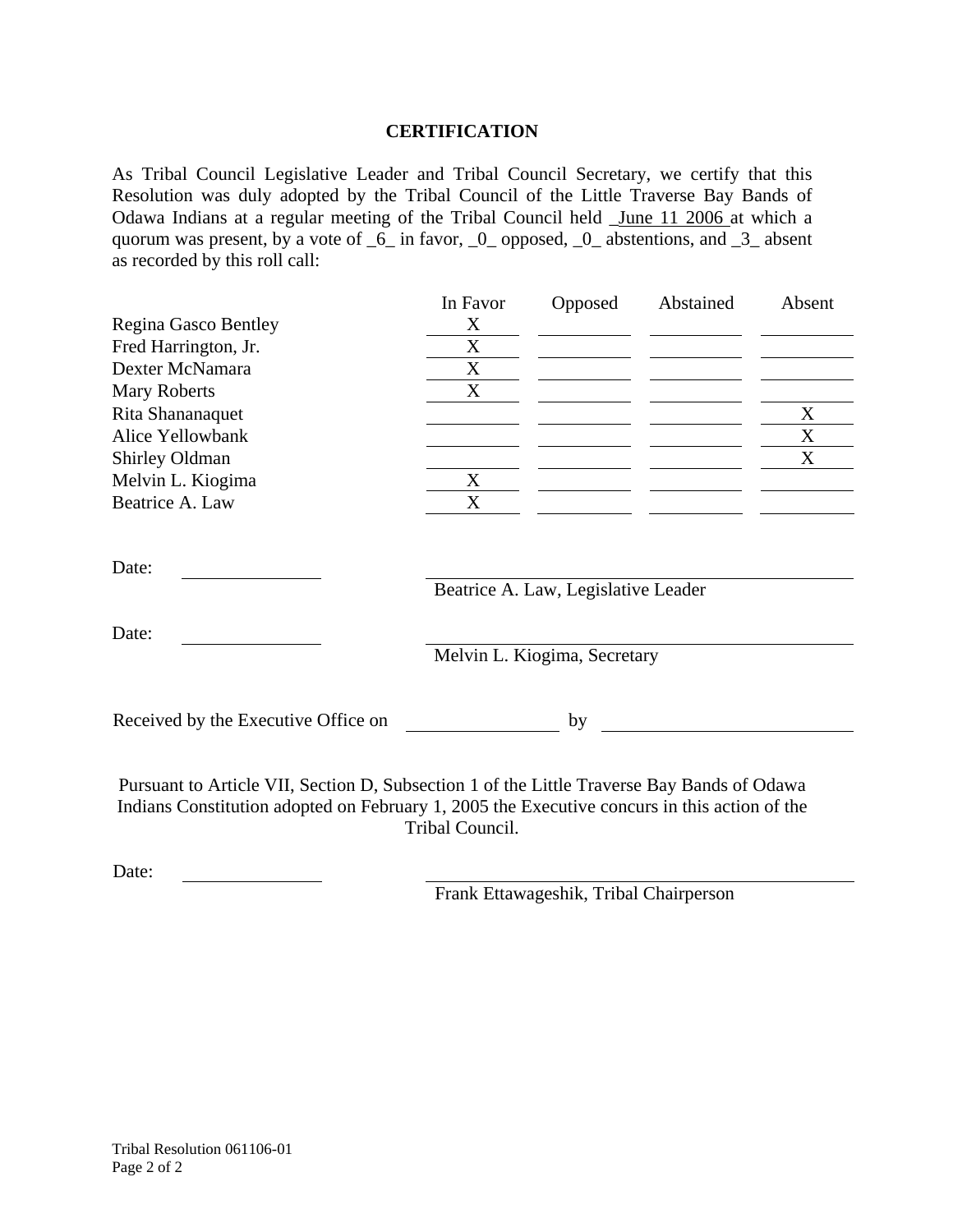## CERTIFICATION

As Tribal Council Legislative Leader and Tribal Council Secretary, we certify that this Resolution was duly adopted by the Tribal Council of the Little Traverse Bay Bands of Odawa Indians at a regular meeting of the Tribal Council held _June 11 2006_ at which a quorum was present, by a vote of _6_ in favor, _0_ opposed, _0_ abstentions, and _3_ absent as recorded by this roll call:

| | In Favor | Opposed | Abstained | Absent |
|---|---|---|---|---|
| Regina Gasco Bentley | X | | | |
| Fred Harrington, Jr. | X | | | |
| Dexter McNamara | X | | | |
| Mary Roberts | X | | | |
| Rita Shananaquet | | | | X |
| Alice Yellowbank | | | | X |
| Shirley Oldman | | | | X |
| Melvin L. Kiogima | X | | | |
| Beatrice A. Law | X | | | |

Date: ______________ ______________________________
Beatrice A. Law, Legislative Leader

Date: ______________ ______________________________
Melvin L. Kiogima, Secretary

Received by the Executive Office on ______________ by ______________________

Pursuant to Article VII, Section D, Subsection 1 of the Little Traverse Bay Bands of Odawa Indians Constitution adopted on February 1, 2005 the Executive concurs in this action of the Tribal Council.

Date: ______________ ______________________________
Frank Ettawageshik, Tribal Chairperson

Tribal Resolution 061106-01